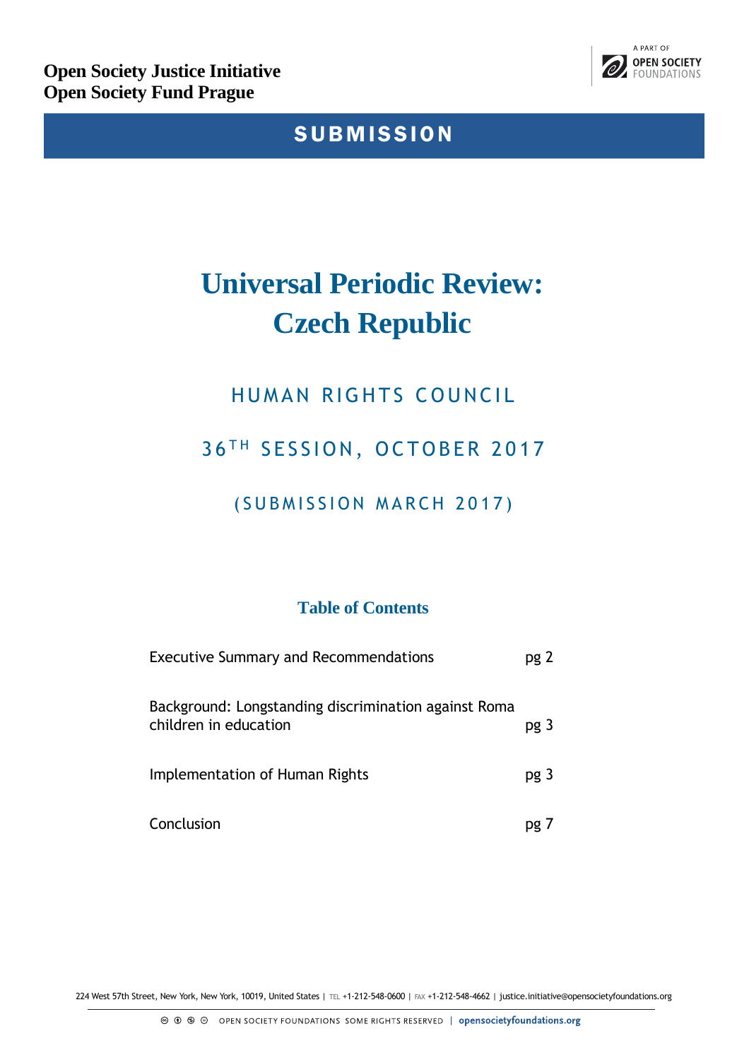**Open Society Justice Initiative**
**Open Society Fund Prague**

A PART OF OPEN SOCIETY FOUNDATIONS

## SUBMISSION

# Universal Periodic Review: Czech Republic

## HUMAN RIGHTS COUNCIL

## 36TH SESSION, OCTOBER 2017

## (SUBMISSION MARCH 2017)

### Table of Contents

| | |
|---|---|
| Executive Summary and Recommendations | pg 2 |
| Background: Longstanding discrimination against Roma children in education | pg 3 |
| Implementation of Human Rights | pg 3 |
| Conclusion | pg 7 |

224 West 57th Street, New York, New York, 10019, United States | TEL +1-212-548-0600 | FAX +1-212-548-4662 | justice.initiative@opensocietyfoundations.org

OPEN SOCIETY FOUNDATIONS SOME RIGHTS RESERVED | opensocietyfoundations.org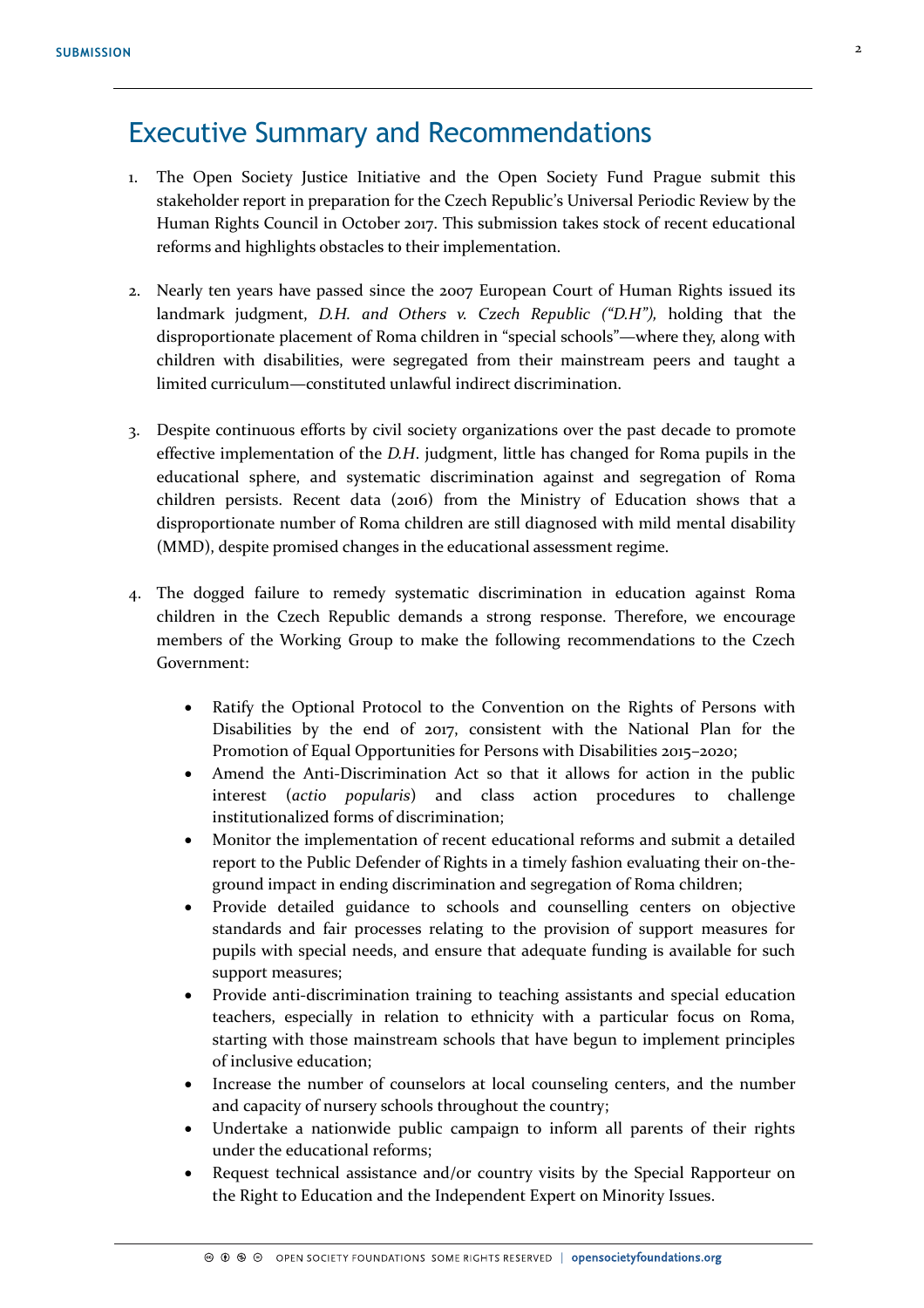## Executive Summary and Recommendations

1. The Open Society Justice Initiative and the Open Society Fund Prague submit this stakeholder report in preparation for the Czech Republic's Universal Periodic Review by the Human Rights Council in October 2017. This submission takes stock of recent educational reforms and highlights obstacles to their implementation.

2. Nearly ten years have passed since the 2007 European Court of Human Rights issued its landmark judgment, *D.H. and Others v. Czech Republic ("D.H"),* holding that the disproportionate placement of Roma children in "special schools"—where they, along with children with disabilities, were segregated from their mainstream peers and taught a limited curriculum—constituted unlawful indirect discrimination.

3. Despite continuous efforts by civil society organizations over the past decade to promote effective implementation of the *D.H*. judgment, little has changed for Roma pupils in the educational sphere, and systematic discrimination against and segregation of Roma children persists. Recent data (2016) from the Ministry of Education shows that a disproportionate number of Roma children are still diagnosed with mild mental disability (MMD), despite promised changes in the educational assessment regime.

4. The dogged failure to remedy systematic discrimination in education against Roma children in the Czech Republic demands a strong response. Therefore, we encourage members of the Working Group to make the following recommendations to the Czech Government:

   - Ratify the Optional Protocol to the Convention on the Rights of Persons with Disabilities by the end of 2017, consistent with the National Plan for the Promotion of Equal Opportunities for Persons with Disabilities 2015–2020;
   - Amend the Anti-Discrimination Act so that it allows for action in the public interest (*actio popularis*) and class action procedures to challenge institutionalized forms of discrimination;
   - Monitor the implementation of recent educational reforms and submit a detailed report to the Public Defender of Rights in a timely fashion evaluating their on-the-ground impact in ending discrimination and segregation of Roma children;
   - Provide detailed guidance to schools and counselling centers on objective standards and fair processes relating to the provision of support measures for pupils with special needs, and ensure that adequate funding is available for such support measures;
   - Provide anti-discrimination training to teaching assistants and special education teachers, especially in relation to ethnicity with a particular focus on Roma, starting with those mainstream schools that have begun to implement principles of inclusive education;
   - Increase the number of counselors at local counseling centers, and the number and capacity of nursery schools throughout the country;
   - Undertake a nationwide public campaign to inform all parents of their rights under the educational reforms;
   - Request technical assistance and/or country visits by the Special Rapporteur on the Right to Education and the Independent Expert on Minority Issues.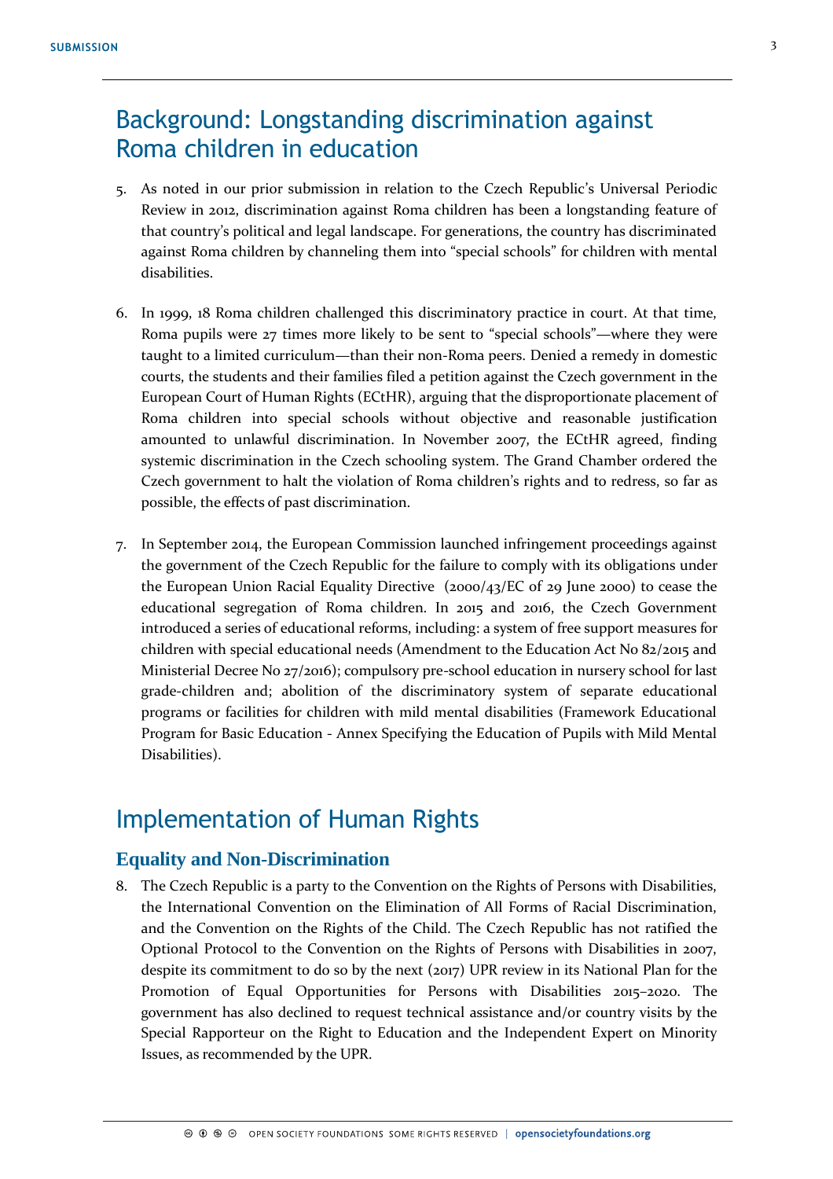## Background: Longstanding discrimination against Roma children in education

5. As noted in our prior submission in relation to the Czech Republic's Universal Periodic Review in 2012, discrimination against Roma children has been a longstanding feature of that country's political and legal landscape. For generations, the country has discriminated against Roma children by channeling them into "special schools" for children with mental disabilities.

6. In 1999, 18 Roma children challenged this discriminatory practice in court. At that time, Roma pupils were 27 times more likely to be sent to "special schools"—where they were taught to a limited curriculum—than their non-Roma peers. Denied a remedy in domestic courts, the students and their families filed a petition against the Czech government in the European Court of Human Rights (ECtHR), arguing that the disproportionate placement of Roma children into special schools without objective and reasonable justification amounted to unlawful discrimination. In November 2007, the ECtHR agreed, finding systemic discrimination in the Czech schooling system. The Grand Chamber ordered the Czech government to halt the violation of Roma children's rights and to redress, so far as possible, the effects of past discrimination.

7. In September 2014, the European Commission launched infringement proceedings against the government of the Czech Republic for the failure to comply with its obligations under the European Union Racial Equality Directive (2000/43/EC of 29 June 2000) to cease the educational segregation of Roma children. In 2015 and 2016, the Czech Government introduced a series of educational reforms, including: a system of free support measures for children with special educational needs (Amendment to the Education Act No 82/2015 and Ministerial Decree No 27/2016); compulsory pre-school education in nursery school for last grade-children and; abolition of the discriminatory system of separate educational programs or facilities for children with mild mental disabilities (Framework Educational Program for Basic Education - Annex Specifying the Education of Pupils with Mild Mental Disabilities).

## Implementation of Human Rights

### Equality and Non-Discrimination

8. The Czech Republic is a party to the Convention on the Rights of Persons with Disabilities, the International Convention on the Elimination of All Forms of Racial Discrimination, and the Convention on the Rights of the Child. The Czech Republic has not ratified the Optional Protocol to the Convention on the Rights of Persons with Disabilities in 2007, despite its commitment to do so by the next (2017) UPR review in its National Plan for the Promotion of Equal Opportunities for Persons with Disabilities 2015–2020. The government has also declined to request technical assistance and/or country visits by the Special Rapporteur on the Right to Education and the Independent Expert on Minority Issues, as recommended by the UPR.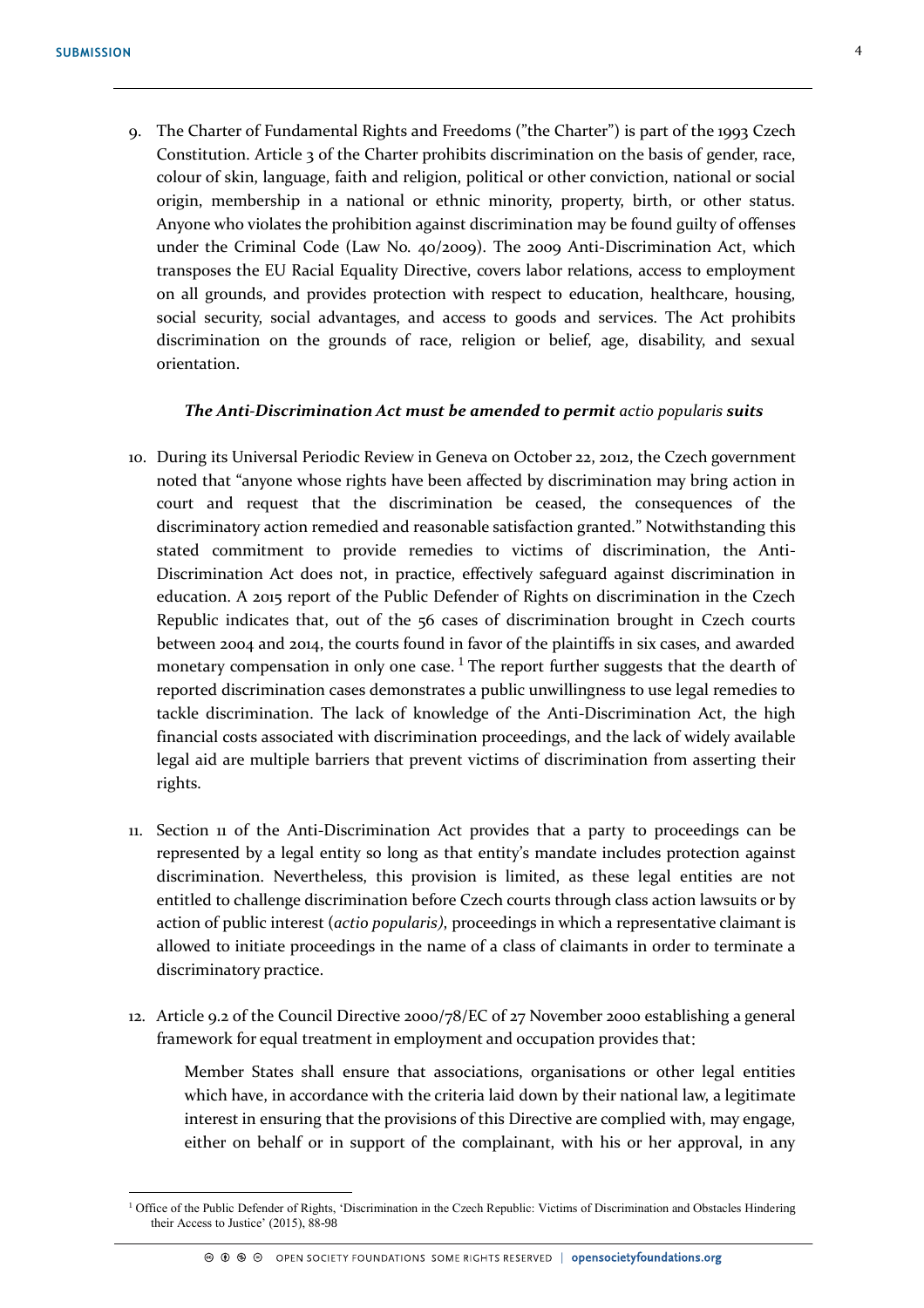9. The Charter of Fundamental Rights and Freedoms ("the Charter") is part of the 1993 Czech Constitution. Article 3 of the Charter prohibits discrimination on the basis of gender, race, colour of skin, language, faith and religion, political or other conviction, national or social origin, membership in a national or ethnic minority, property, birth, or other status. Anyone who violates the prohibition against discrimination may be found guilty of offenses under the Criminal Code (Law No. 40/2009). The 2009 Anti-Discrimination Act, which transposes the EU Racial Equality Directive, covers labor relations, access to employment on all grounds, and provides protection with respect to education, healthcare, housing, social security, social advantages, and access to goods and services. The Act prohibits discrimination on the grounds of race, religion or belief, age, disability, and sexual orientation.

***The Anti-Discrimination Act must be amended to permit** actio popularis **suits***

10. During its Universal Periodic Review in Geneva on October 22, 2012, the Czech government noted that "anyone whose rights have been affected by discrimination may bring action in court and request that the discrimination be ceased, the consequences of the discriminatory action remedied and reasonable satisfaction granted." Notwithstanding this stated commitment to provide remedies to victims of discrimination, the Anti-Discrimination Act does not, in practice, effectively safeguard against discrimination in education. A 2015 report of the Public Defender of Rights on discrimination in the Czech Republic indicates that, out of the 56 cases of discrimination brought in Czech courts between 2004 and 2014, the courts found in favor of the plaintiffs in six cases, and awarded monetary compensation in only one case. [1] The report further suggests that the dearth of reported discrimination cases demonstrates a public unwillingness to use legal remedies to tackle discrimination. The lack of knowledge of the Anti-Discrimination Act, the high financial costs associated with discrimination proceedings, and the lack of widely available legal aid are multiple barriers that prevent victims of discrimination from asserting their rights.

11. Section 11 of the Anti-Discrimination Act provides that a party to proceedings can be represented by a legal entity so long as that entity's mandate includes protection against discrimination. Nevertheless, this provision is limited, as these legal entities are not entitled to challenge discrimination before Czech courts through class action lawsuits or by action of public interest (*actio popularis)*, proceedings in which a representative claimant is allowed to initiate proceedings in the name of a class of claimants in order to terminate a discriminatory practice.

12. Article 9.2 of the Council Directive 2000/78/EC of 27 November 2000 establishing a general framework for equal treatment in employment and occupation provides that:

> Member States shall ensure that associations, organisations or other legal entities which have, in accordance with the criteria laid down by their national law, a legitimate interest in ensuring that the provisions of this Directive are complied with, may engage, either on behalf or in support of the complainant, with his or her approval, in any

---

[1] Office of the Public Defender of Rights, 'Discrimination in the Czech Republic: Victims of Discrimination and Obstacles Hindering their Access to Justice' (2015), 88-98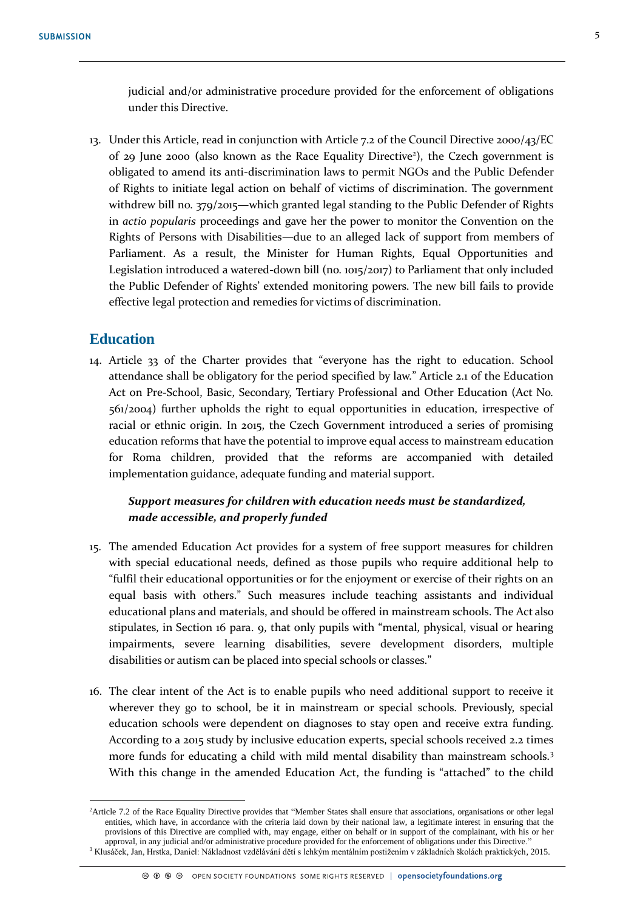judicial and/or administrative procedure provided for the enforcement of obligations under this Directive.

13. Under this Article, read in conjunction with Article 7.2 of the Council Directive 2000/43/EC of 29 June 2000 (also known as the Race Equality Directive[2]), the Czech government is obligated to amend its anti-discrimination laws to permit NGOs and the Public Defender of Rights to initiate legal action on behalf of victims of discrimination. The government withdrew bill no. 379/2015—which granted legal standing to the Public Defender of Rights in *actio popularis* proceedings and gave her the power to monitor the Convention on the Rights of Persons with Disabilities—due to an alleged lack of support from members of Parliament. As a result, the Minister for Human Rights, Equal Opportunities and Legislation introduced a watered-down bill (no. 1015/2017) to Parliament that only included the Public Defender of Rights' extended monitoring powers. The new bill fails to provide effective legal protection and remedies for victims of discrimination.

## Education

14. Article 33 of the Charter provides that "everyone has the right to education. School attendance shall be obligatory for the period specified by law." Article 2.1 of the Education Act on Pre-School, Basic, Secondary, Tertiary Professional and Other Education (Act No. 561/2004) further upholds the right to equal opportunities in education, irrespective of racial or ethnic origin. In 2015, the Czech Government introduced a series of promising education reforms that have the potential to improve equal access to mainstream education for Roma children, provided that the reforms are accompanied with detailed implementation guidance, adequate funding and material support.

### *Support measures for children with education needs must be standardized, made accessible, and properly funded*

15. The amended Education Act provides for a system of free support measures for children with special educational needs, defined as those pupils who require additional help to "fulfil their educational opportunities or for the enjoyment or exercise of their rights on an equal basis with others." Such measures include teaching assistants and individual educational plans and materials, and should be offered in mainstream schools. The Act also stipulates, in Section 16 para. 9, that only pupils with "mental, physical, visual or hearing impairments, severe learning disabilities, severe development disorders, multiple disabilities or autism can be placed into special schools or classes."

16. The clear intent of the Act is to enable pupils who need additional support to receive it wherever they go to school, be it in mainstream or special schools. Previously, special education schools were dependent on diagnoses to stay open and receive extra funding. According to a 2015 study by inclusive education experts, special schools received 2.2 times more funds for educating a child with mild mental disability than mainstream schools.[3] With this change in the amended Education Act, the funding is "attached" to the child

---

[2] Article 7.2 of the Race Equality Directive provides that "Member States shall ensure that associations, organisations or other legal entities, which have, in accordance with the criteria laid down by their national law, a legitimate interest in ensuring that the provisions of this Directive are complied with, may engage, either on behalf or in support of the complainant, with his or her approval, in any judicial and/or administrative procedure provided for the enforcement of obligations under this Directive."

[3] Klusáček, Jan, Hrstka, Daniel: Nákladnost vzdělávání dětí s lehkým mentálním postižením v základních školách praktických, 2015.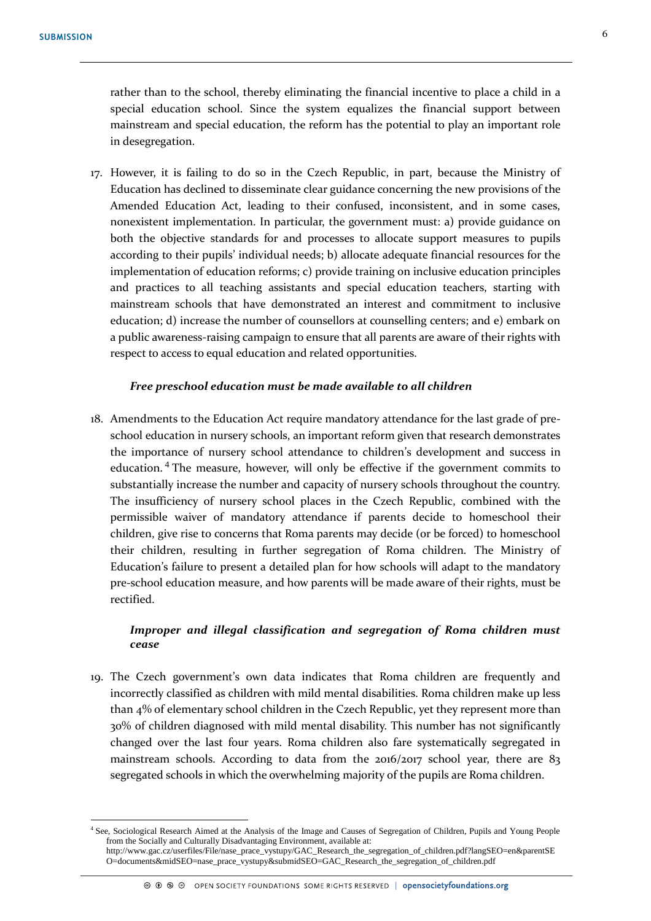rather than to the school, thereby eliminating the financial incentive to place a child in a special education school. Since the system equalizes the financial support between mainstream and special education, the reform has the potential to play an important role in desegregation.

17. However, it is failing to do so in the Czech Republic, in part, because the Ministry of Education has declined to disseminate clear guidance concerning the new provisions of the Amended Education Act, leading to their confused, inconsistent, and in some cases, nonexistent implementation. In particular, the government must: a) provide guidance on both the objective standards for and processes to allocate support measures to pupils according to their pupils' individual needs; b) allocate adequate financial resources for the implementation of education reforms; c) provide training on inclusive education principles and practices to all teaching assistants and special education teachers, starting with mainstream schools that have demonstrated an interest and commitment to inclusive education; d) increase the number of counsellors at counselling centers; and e) embark on a public awareness-raising campaign to ensure that all parents are aware of their rights with respect to access to equal education and related opportunities.

***Free preschool education must be made available to all children***

18. Amendments to the Education Act require mandatory attendance for the last grade of pre-school education in nursery schools, an important reform given that research demonstrates the importance of nursery school attendance to children's development and success in education.[4] The measure, however, will only be effective if the government commits to substantially increase the number and capacity of nursery schools throughout the country. The insufficiency of nursery school places in the Czech Republic, combined with the permissible waiver of mandatory attendance if parents decide to homeschool their children, give rise to concerns that Roma parents may decide (or be forced) to homeschool their children, resulting in further segregation of Roma children. The Ministry of Education's failure to present a detailed plan for how schools will adapt to the mandatory pre-school education measure, and how parents will be made aware of their rights, must be rectified.

***Improper and illegal classification and segregation of Roma children must cease***

19. The Czech government's own data indicates that Roma children are frequently and incorrectly classified as children with mild mental disabilities. Roma children make up less than 4% of elementary school children in the Czech Republic, yet they represent more than 30% of children diagnosed with mild mental disability. This number has not significantly changed over the last four years. Roma children also fare systematically segregated in mainstream schools. According to data from the 2016/2017 school year, there are 83 segregated schools in which the overwhelming majority of the pupils are Roma children.

---

[4] See, Sociological Research Aimed at the Analysis of the Image and Causes of Segregation of Children, Pupils and Young People from the Socially and Culturally Disadvantaging Environment, available at: http://www.gac.cz/userfiles/File/nase_prace_vystupy/GAC_Research_the_segregation_of_children.pdf?langSEO=en&parentSEO=documents&midSEO=nase_prace_vystupy&submidSEO=GAC_Research_the_segregation_of_children.pdf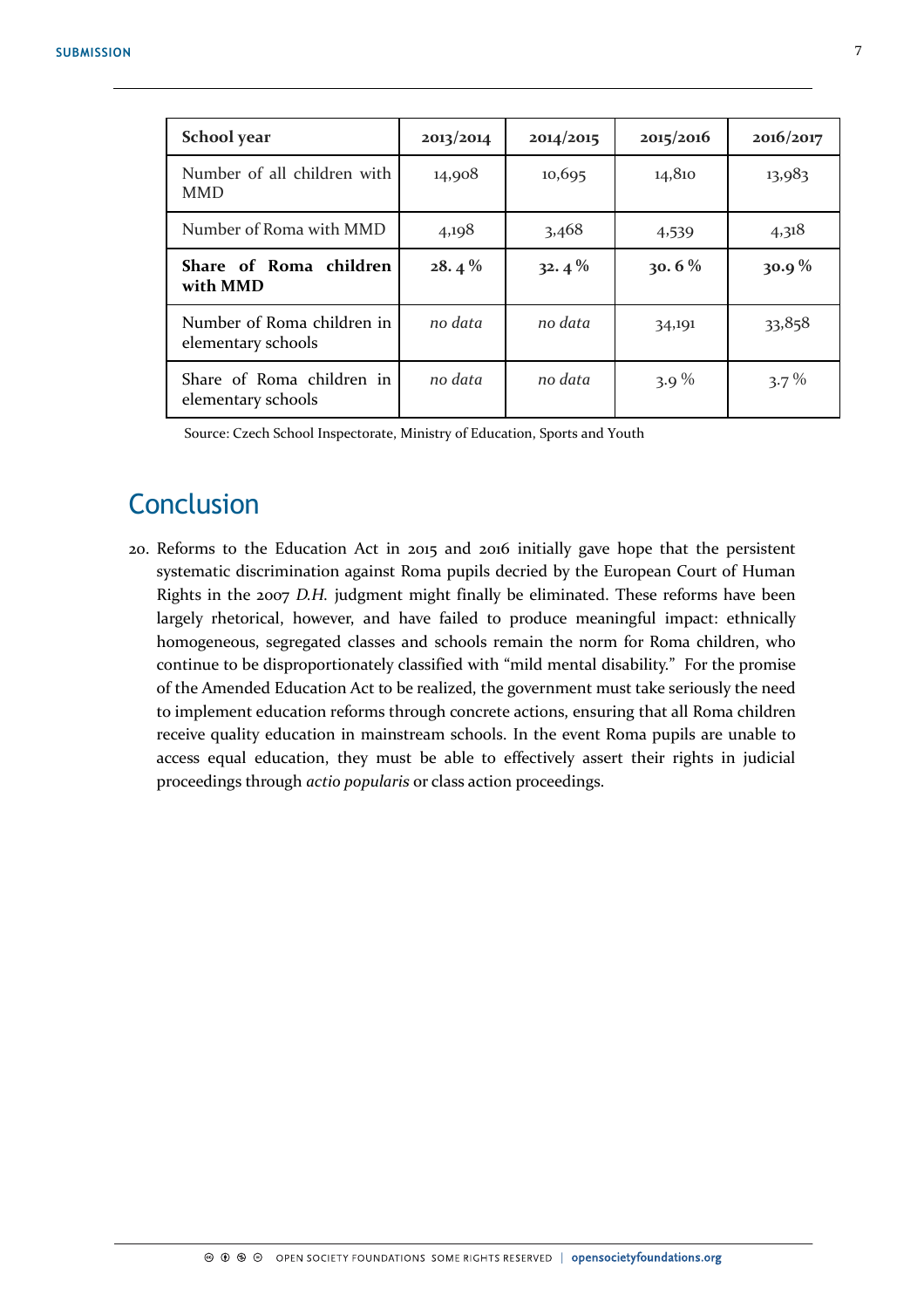| School year | 2013/2014 | 2014/2015 | 2015/2016 | 2016/2017 |
|---|---|---|---|---|
| Number of all children with MMD | 14,908 | 10,695 | 14,810 | 13,983 |
| Number of Roma with MMD | 4,198 | 3,468 | 4,539 | 4,318 |
| **Share of Roma children with MMD** | **28. 4 %** | **32. 4 %** | **30. 6 %** | **30.9 %** |
| Number of Roma children in elementary schools | *no data* | *no data* | 34,191 | 33,858 |
| Share of Roma children in elementary schools | *no data* | *no data* | 3.9 % | 3.7 % |

Source: Czech School Inspectorate, Ministry of Education, Sports and Youth

## Conclusion

20. Reforms to the Education Act in 2015 and 2016 initially gave hope that the persistent systematic discrimination against Roma pupils decried by the European Court of Human Rights in the 2007 *D.H.* judgment might finally be eliminated. These reforms have been largely rhetorical, however, and have failed to produce meaningful impact: ethnically homogeneous, segregated classes and schools remain the norm for Roma children, who continue to be disproportionately classified with "mild mental disability." For the promise of the Amended Education Act to be realized, the government must take seriously the need to implement education reforms through concrete actions, ensuring that all Roma children receive quality education in mainstream schools. In the event Roma pupils are unable to access equal education, they must be able to effectively assert their rights in judicial proceedings through *actio popularis* or class action proceedings.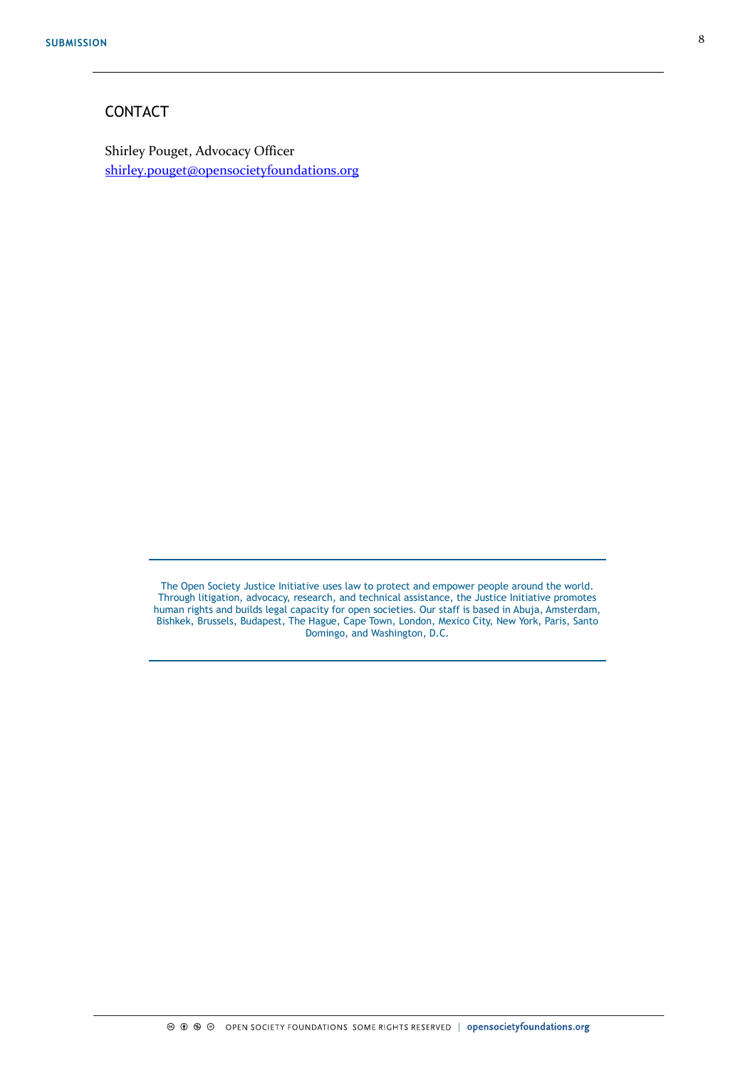## CONTACT

Shirley Pouget, Advocacy Officer
shirley.pouget@opensocietyfoundations.org

The Open Society Justice Initiative uses law to protect and empower people around the world. Through litigation, advocacy, research, and technical assistance, the Justice Initiative promotes human rights and builds legal capacity for open societies. Our staff is based in Abuja, Amsterdam, Bishkek, Brussels, Budapest, The Hague, Cape Town, London, Mexico City, New York, Paris, Santo Domingo, and Washington, D.C.